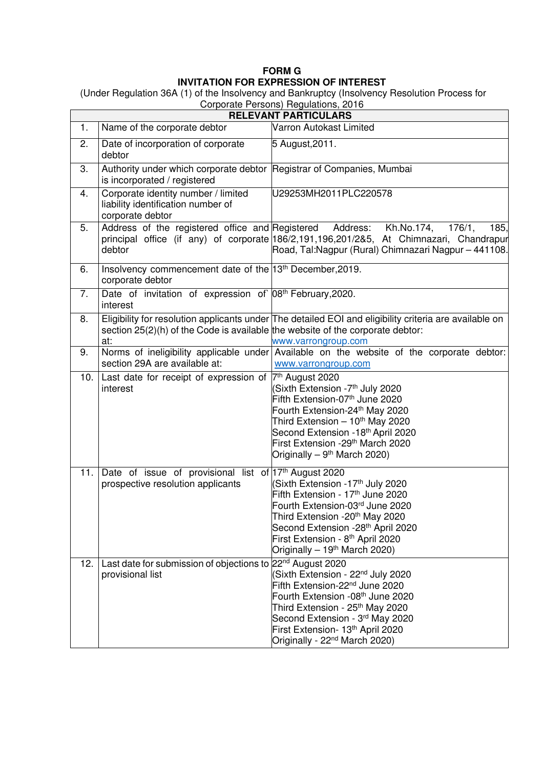# FORM G

## INVITATION FOR EXPRESSION OF INTEREST

(Under Regulation 36A (1) of the Insolvency and Bankruptcy (Insolvency Resolution Process for Corporate Persons) Regulations, 2016

| RELEVANT PARTICULARS | | |
|---|---|---|
| 1. | Name of the corporate debtor | Varron Autokast Limited |
| 2. | Date of incorporation of corporate debtor | 5 August,2011. |
| 3. | Authority under which corporate debtor is incorporated / registered | Registrar of Companies, Mumbai |
| 4. | Corporate identity number / limited liability identification number of corporate debtor | U29253MH2011PLC220578 |
| 5. | Address of the registered office and principal office (if any) of corporate debtor | Registered Address: Kh.No.174, 176/1, 185, 186/2,191,196,201/2&5, At Chimnazari, Chandrapur Road, Tal:Nagpur (Rural) Chimnazari Nagpur – 441108. |
| 6. | Insolvency commencement date of the corporate debtor | 13th December,2019. |
| 7. | Date of invitation of expression of` interest | 08th February,2020. |
| 8. | Eligibility for resolution applicants under section 25(2)(h) of the Code is available at: | The detailed EOI and eligibility criteria are available on the website of the corporate debtor: www.varrongroup.com |
| 9. | Norms of ineligibility applicable under section 29A are available at: | Available on the website of the corporate debtor: www.varrongroup.com |
| 10. | Last date for receipt of expression of interest | 7th August 2020<br>(Sixth Extension -7th July 2020<br>Fifth Extension-07th June 2020<br>Fourth Extension-24th May 2020<br>Third Extension – 10th May 2020<br>Second Extension -18th April 2020<br>First Extension -29th March 2020<br>Originally – 9th March 2020) |
| 11. | Date of issue of provisional list of prospective resolution applicants | 17th August 2020<br>(Sixth Extension -17th July 2020<br>Fifth Extension - 17th June 2020<br>Fourth Extension-03rd June 2020<br>Third Extension -20th May 2020<br>Second Extension -28th April 2020<br>First Extension - 8th April 2020<br>Originally – 19th March 2020) |
| 12. | Last date for submission of objections to provisional list | 22nd August 2020<br>(Sixth Extension - 22nd July 2020<br>Fifth Extension-22nd June 2020<br>Fourth Extension -08th June 2020<br>Third Extension - 25th May 2020<br>Second Extension - 3rd May 2020<br>First Extension- 13th April 2020<br>Originally - 22nd March 2020) |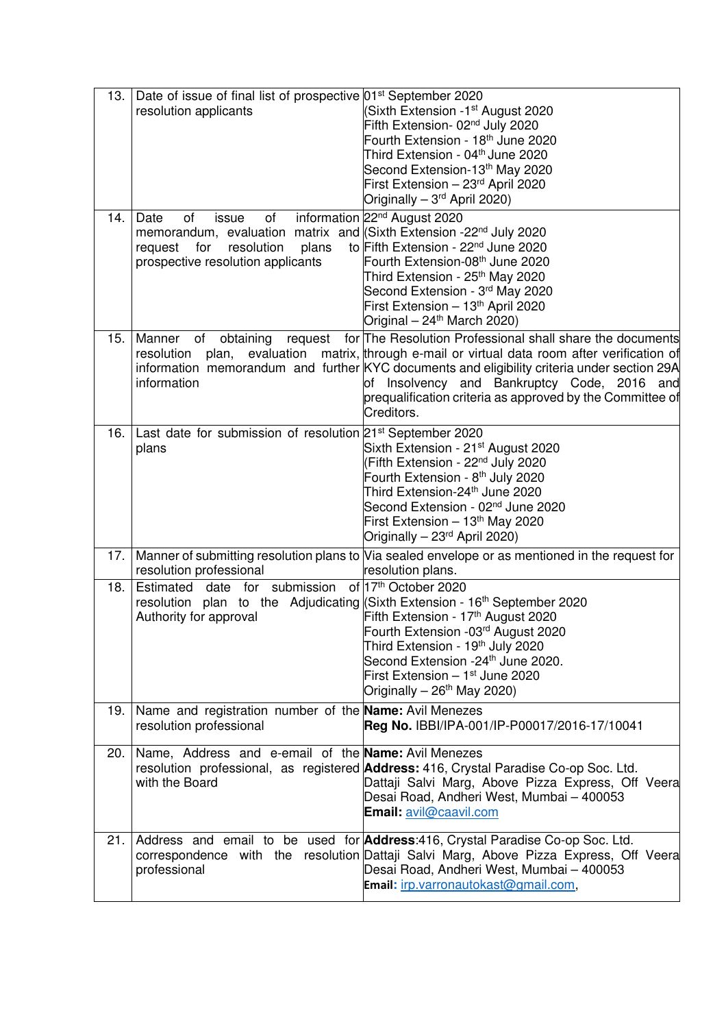| | | |
|---|---|---|
| 13. | Date of issue of final list of prospective resolution applicants | 01st September 2020<br>(Sixth Extension -1st August 2020<br>Fifth Extension- 02nd July 2020<br>Fourth Extension - 18th June 2020<br>Third Extension - 04th June 2020<br>Second Extension-13th May 2020<br>First Extension – 23rd April 2020<br>Originally – 3rd April 2020) |
| 14. | Date of issue of information memorandum, evaluation matrix and request for resolution plans to prospective resolution applicants | 22nd August 2020<br>(Sixth Extension -22nd July 2020<br>Fifth Extension - 22nd June 2020<br>Fourth Extension-08th June 2020<br>Third Extension - 25th May 2020<br>Second Extension - 3rd May 2020<br>First Extension – 13th April 2020<br>Original – 24th March 2020) |
| 15. | Manner of obtaining request for resolution plan, evaluation matrix, information memorandum and further information | The Resolution Professional shall share the documents through e-mail or virtual data room after verification of KYC documents and eligibility criteria under section 29A of Insolvency and Bankruptcy Code, 2016 and prequalification criteria as approved by the Committee of Creditors. |
| 16. | Last date for submission of resolution plans | 21st September 2020<br>Sixth Extension - 21st August 2020<br>(Fifth Extension - 22nd July 2020<br>Fourth Extension - 8th July 2020<br>Third Extension-24th June 2020<br>Second Extension - 02nd June 2020<br>First Extension – 13th May 2020<br>Originally – 23rd April 2020) |
| 17. | Manner of submitting resolution plans to resolution professional | Via sealed envelope or as mentioned in the request for resolution plans. |
| 18. | Estimated date for submission of resolution plan to the Adjudicating Authority for approval | 17th October 2020<br>(Sixth Extension - 16th September 2020<br>Fifth Extension - 17th August 2020<br>Fourth Extension -03rd August 2020<br>Third Extension - 19th July 2020<br>Second Extension -24th June 2020.<br>First Extension – 1st June 2020<br>Originally – 26th May 2020) |
| 19. | Name and registration number of the resolution professional | **Name:** Avil Menezes<br>**Reg No.** IBBI/IPA-001/IP-P00017/2016-17/10041 |
| 20. | Name, Address and e-email of the resolution professional, as registered with the Board | **Name:** Avil Menezes<br>**Address:** 416, Crystal Paradise Co-op Soc. Ltd. Dattaji Salvi Marg, Above Pizza Express, Off Veera Desai Road, Andheri West, Mumbai – 400053<br>**Email:** avil@caavil.com |
| 21. | Address and email to be used for correspondence with the resolution professional | **Address**:416, Crystal Paradise Co-op Soc. Ltd. Dattaji Salvi Marg, Above Pizza Express, Off Veera Desai Road, Andheri West, Mumbai – 400053<br>**Email:** irp.varronautokast@gmail.com, |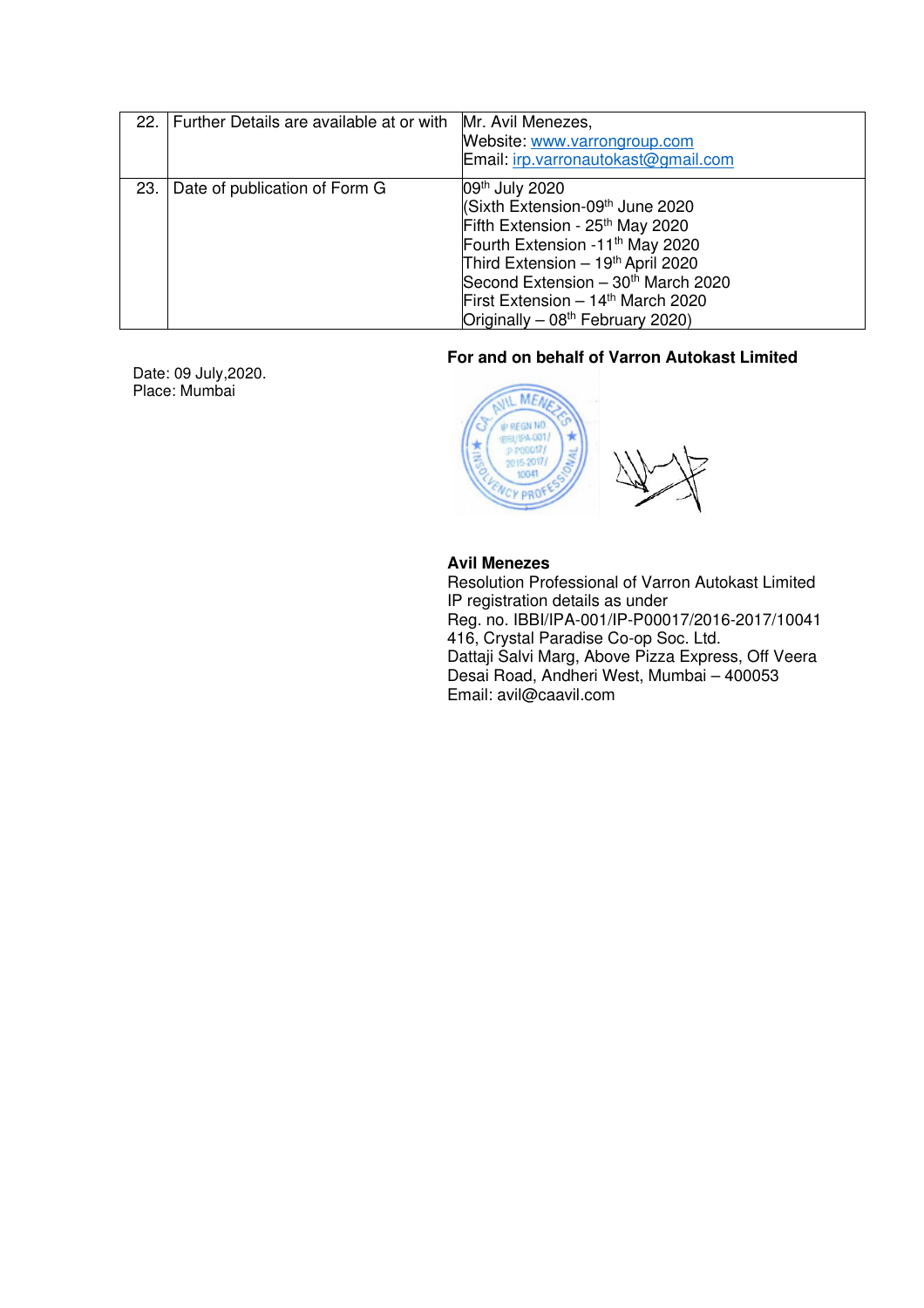| | | |
|---|---|---|
| 22. | Further Details are available at or with | Mr. Avil Menezes,<br>Website: www.varrongroup.com<br>Email: irp.varronautokast@gmail.com |
| 23. | Date of publication of Form G | 09th July 2020<br>(Sixth Extension-09th June 2020<br>Fifth Extension - 25th May 2020<br>Fourth Extension -11th May 2020<br>Third Extension – 19th April 2020<br>Second Extension – 30th March 2020<br>First Extension – 14th March 2020<br>Originally – 08th February 2020) |

Date: 09 July,2020.
Place: Mumbai

**For and on behalf of Varron Autokast Limited**

**Avil Menezes**
Resolution Professional of Varron Autokast Limited
IP registration details as under
Reg. no. IBBI/IPA-001/IP-P00017/2016-2017/10041
416, Crystal Paradise Co-op Soc. Ltd.
Dattaji Salvi Marg, Above Pizza Express, Off Veera Desai Road, Andheri West, Mumbai – 400053
Email: avil@caavil.com